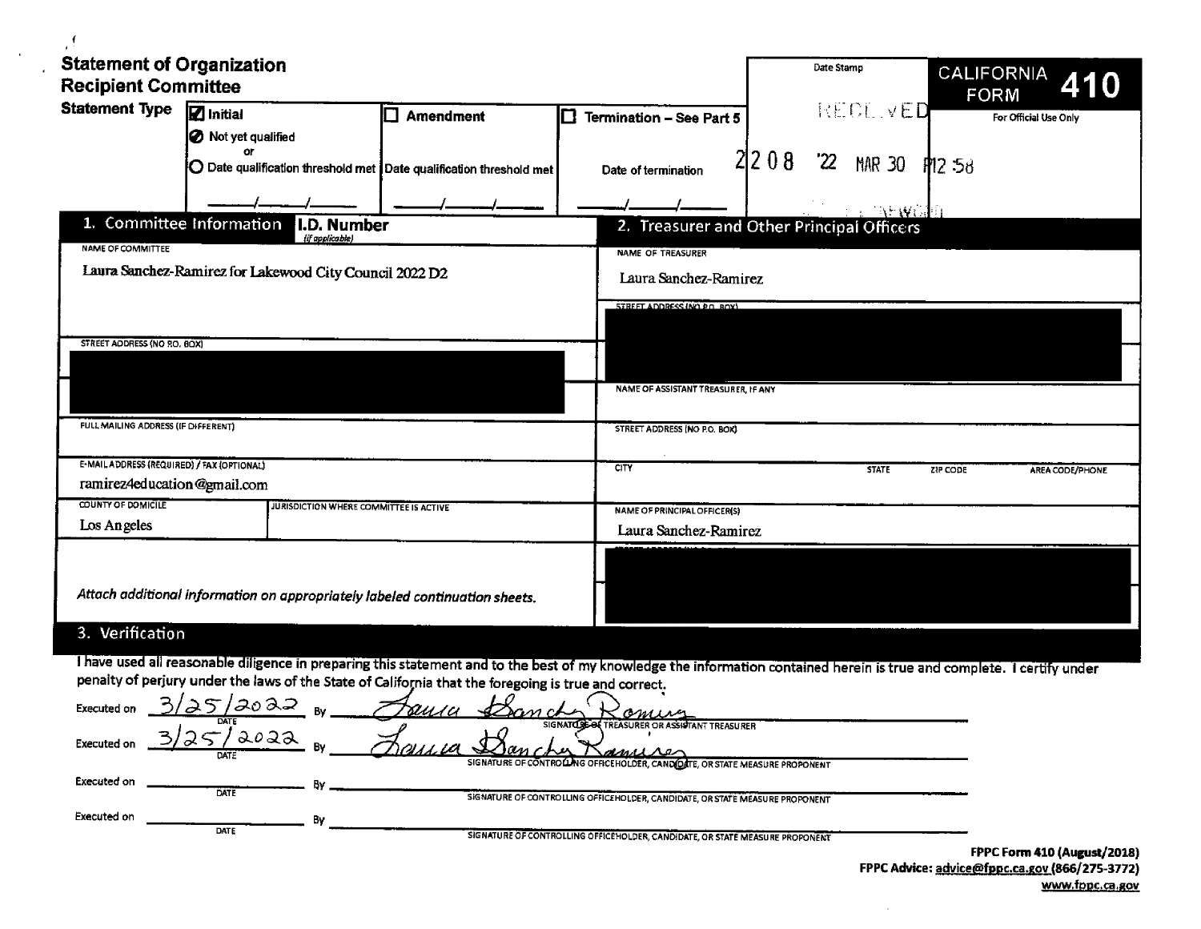# Statement of Organization
## Recipient Committee

**Statement Type**

- [x] **Initial**
  - ● Not yet qualified
  - or
  - ○ Date qualification threshold met ____/____/____
- [ ] **Amendment**
  - Date qualification threshold met ____/____/____
- [ ] **Termination – See Part 5**
  - Date of termination ____/____/____

Date Stamp

RECEIVED

2208 '22 MAR 30 P12:58

**CALIFORNIA FORM 410**

For Official Use Only

## 1. Committee Information

**I.D. Number** *(if applicable)*

NAME OF COMMITTEE

Laura Sanchez-Ramirez for Lakewood City Council 2022 D2

STREET ADDRESS (NO P.O. BOX)

[REDACTED]

FULL MAILING ADDRESS (IF DIFFERENT)

E-MAIL ADDRESS (REQUIRED) / FAX (OPTIONAL)

ramirez4education@gmail.com

COUNTY OF DOMICILE

Los Angeles

JURISDICTION WHERE COMMITTEE IS ACTIVE

*Attach additional information on appropriately labeled continuation sheets.*

## 2. Treasurer and Other Principal Officers

NAME OF TREASURER

Laura Sanchez-Ramirez

STREET ADDRESS (NO P.O. BOX)

[REDACTED]

NAME OF ASSISTANT TREASURER, IF ANY

STREET ADDRESS (NO P.O. BOX)

CITY | STATE | ZIP CODE | AREA CODE/PHONE

NAME OF PRINCIPAL OFFICER(S)

Laura Sanchez-Ramirez

[REDACTED]

## 3. Verification

I have used all reasonable diligence in preparing this statement and to the best of my knowledge the information contained herein is true and complete. I certify under penalty of perjury under the laws of the State of California that the foregoing is true and correct.

Executed on 3/25/2022 By *Laura Sanchez Ramirez*
DATE — SIGNATURE OF TREASURER OR ASSISTANT TREASURER

Executed on 3/25/2022 By *Laura Sanchez Ramirez*
DATE — SIGNATURE OF CONTROLLING OFFICEHOLDER, CANDIDATE, OR STATE MEASURE PROPONENT

Executed on ____________ By ____________
DATE — SIGNATURE OF CONTROLLING OFFICEHOLDER, CANDIDATE, OR STATE MEASURE PROPONENT

Executed on ____________ By ____________
DATE — SIGNATURE OF CONTROLLING OFFICEHOLDER, CANDIDATE, OR STATE MEASURE PROPONENT

**FPPC Form 410 (August/2018)**
**FPPC Advice:** advice@fppc.ca.gov (866/275-3772)
www.fppc.ca.gov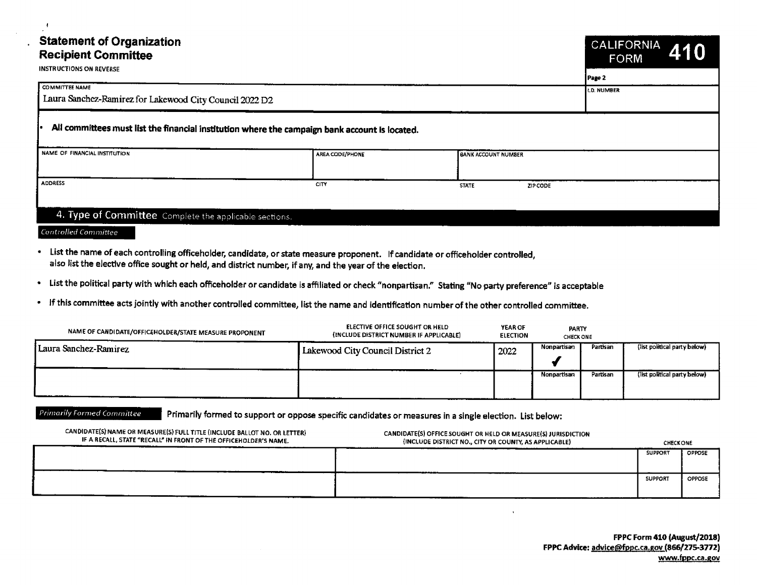# Statement of Organization Recipient Committee

INSTRUCTIONS ON REVERSE

**CALIFORNIA FORM 410**

Page 2

| COMMITTEE NAME | I.D. NUMBER |
|---|---|
| Laura Sanchez-Ramirez for Lakewood City Council 2022 D2 | |

- **All committees must list the financial institution where the campaign bank account is located.**

| NAME OF FINANCIAL INSTITUTION | AREA CODE/PHONE | BANK ACCOUNT NUMBER | |
|---|---|---|---|
| | | | |
| **ADDRESS** | **CITY** | **STATE** | **ZIP CODE** |
| | | | |

## 4. Type of Committee

Complete the applicable sections.

### *Controlled Committee*

- List the name of each controlling officeholder, candidate, or state measure proponent. If candidate or officeholder controlled, also list the elective office sought or held, and district number, if any, and the year of the election.
- List the political party with which each officeholder or candidate is affiliated or check "nonpartisan." Stating "No party preference" is acceptable
- If this committee acts jointly with another controlled committee, list the name and identification number of the other controlled committee.

| NAME OF CANDIDATE/OFFICEHOLDER/STATE MEASURE PROPONENT | ELECTIVE OFFICE SOUGHT OR HELD (INCLUDE DISTRICT NUMBER IF APPLICABLE) | YEAR OF ELECTION | PARTY (CHECK ONE): Nonpartisan | Partisan | (list political party below) |
|---|---|---|---|---|---|
| Laura Sanchez-Ramirez | Lakewood City Council District 2 | 2022 | ✓ | | |
| | | | | | |

### *Primarily Formed Committee*

Primarily formed to support or oppose specific candidates or measures in a single election. List below:

| CANDIDATE(S) NAME OR MEASURE(S) FULL TITLE (INCLUDE BALLOT NO. OR LETTER) IF A RECALL, STATE "RECALL" IN FRONT OF THE OFFICEHOLDER'S NAME. | CANDIDATE(S) OFFICE SOUGHT OR HELD OR MEASURE(S) JURISDICTION (INCLUDE DISTRICT NO., CITY OR COUNTY, AS APPLICABLE) | CHECK ONE: SUPPORT | OPPOSE |
|---|---|---|---|
| | | | |
| | | | |

FPPC Form 410 (August/2018)
FPPC Advice: advice@fppc.ca.gov (866/275-3772)
www.fppc.ca.gov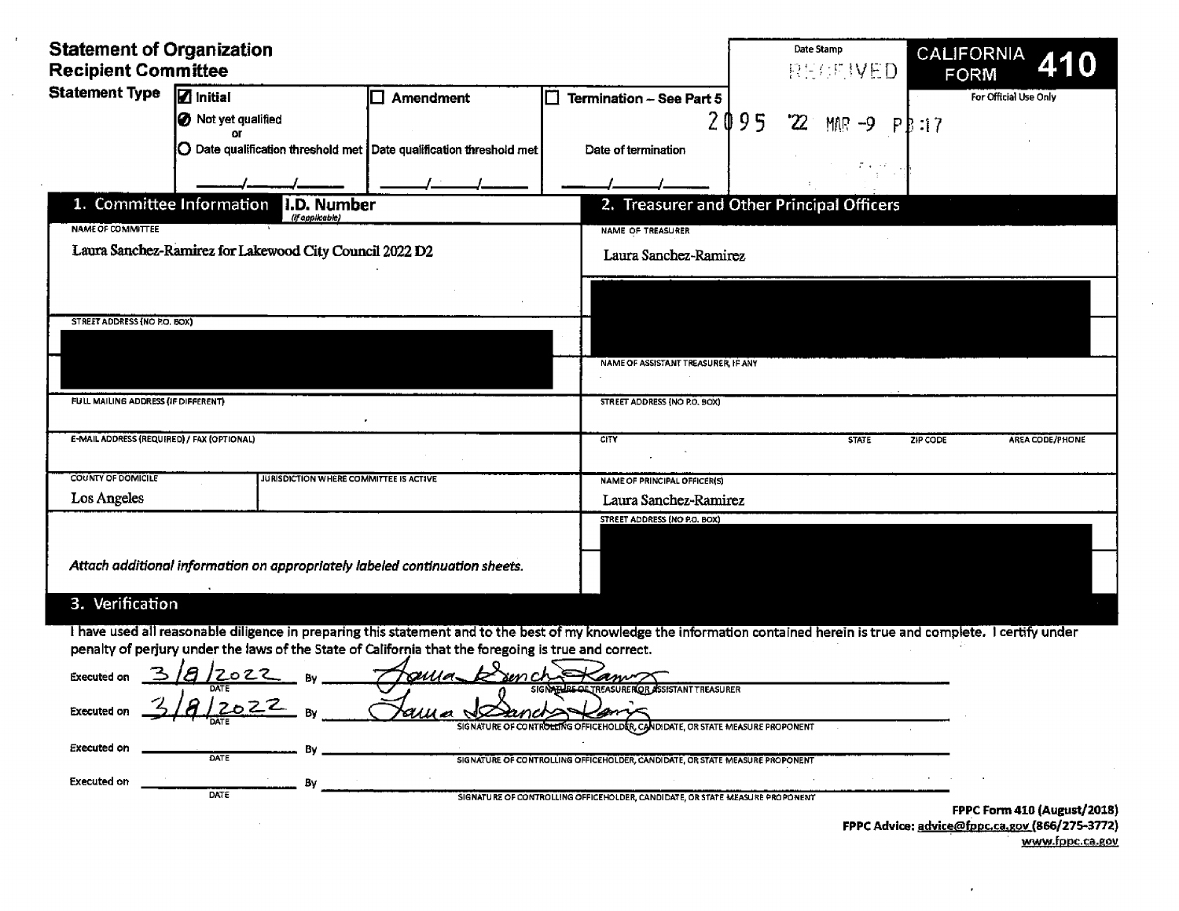# Statement of Organization
## Recipient Committee

**CALIFORNIA FORM 410**

Date Stamp: RECEIVED 2095 '22 MAR -9 P3:17

For Official Use Only

**Statement Type**

- [x] **Initial**
  - ● Not yet qualified
  - or
  - ○ Date qualification threshold met ____/____/____
- [ ] **Amendment**
  - Date qualification threshold met ____/____/____
- [ ] **Termination – See Part 5**
  - Date of termination ____/____/____

## 1. Committee Information

**I.D. Number** *(If applicable)*

NAME OF COMMITTEE

Laura Sanchez-Ramirez for Lakewood City Council 2022 D2

STREET ADDRESS (NO P.O. BOX)

[REDACTED]

FULL MAILING ADDRESS (IF DIFFERENT)

E-MAIL ADDRESS (REQUIRED) / FAX (OPTIONAL)

COUNTY OF DOMICILE

Los Angeles

JURISDICTION WHERE COMMITTEE IS ACTIVE

*Attach additional information on appropriately labeled continuation sheets.*

## 2. Treasurer and Other Principal Officers

NAME OF TREASURER

Laura Sanchez-Ramirez

[REDACTED]

NAME OF ASSISTANT TREASURER, IF ANY

STREET ADDRESS (NO P.O. BOX)

CITY | STATE | ZIP CODE | AREA CODE/PHONE

NAME OF PRINCIPAL OFFICER(S)

Laura Sanchez-Ramirez

STREET ADDRESS (NO P.O. BOX)

[REDACTED]

## 3. Verification

I have used all reasonable diligence in preparing this statement and to the best of my knowledge the information contained herein is true and complete. I certify under penalty of perjury under the laws of the State of California that the foregoing is true and correct.

Executed on 3/8/2022 (DATE) By [signature] SIGNATURE OF TREASURER OR ASSISTANT TREASURER

Executed on 3/8/2022 (DATE) By [signature] SIGNATURE OF CONTROLLING OFFICEHOLDER, CANDIDATE, OR STATE MEASURE PROPONENT

Executed on ________ (DATE) By ________ SIGNATURE OF CONTROLLING OFFICEHOLDER, CANDIDATE, OR STATE MEASURE PROPONENT

Executed on ________ (DATE) By ________ SIGNATURE OF CONTROLLING OFFICEHOLDER, CANDIDATE, OR STATE MEASURE PROPONENT

**FPPC Form 410 (August/2018)**
**FPPC Advice: advice@fppc.ca.gov (866/275-3772)**
**www.fppc.ca.gov**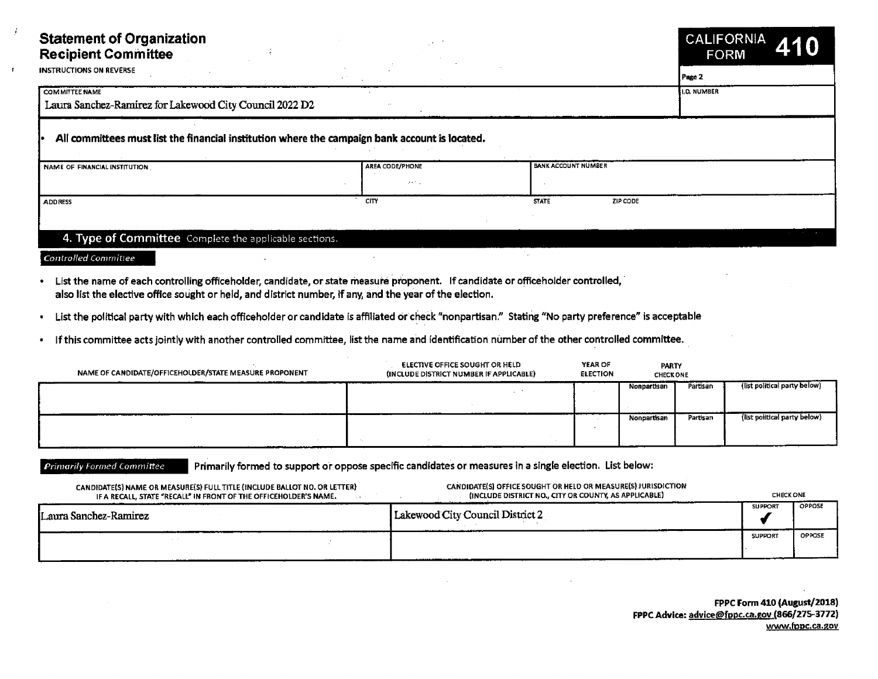# Statement of Organization Recipient Committee

INSTRUCTIONS ON REVERSE

**CALIFORNIA FORM 410**

Page 2

| COMMITTEE NAME | I.D. NUMBER |
|---|---|
| Laura Sanchez-Ramirez for Lakewood City Council 2022 D2 | |

- **All committees must list the financial institution where the campaign bank account is located.**

| NAME OF FINANCIAL INSTITUTION | AREA CODE/PHONE | BANK ACCOUNT NUMBER | |
|---|---|---|---|
| | | | |
| ADDRESS | CITY | STATE | ZIP CODE |
| | | | |

## 4. Type of Committee Complete the applicable sections.

*Controlled Committee*

- List the name of each controlling officeholder, candidate, or state measure proponent. If candidate or officeholder controlled, also list the elective office sought or held, and district number, if any, and the year of the election.
- List the political party with which each officeholder or candidate is affiliated or check "nonpartisan." Stating "No party preference" is acceptable
- If this committee acts jointly with another controlled committee, list the name and identification number of the other controlled committee.

| NAME OF CANDIDATE/OFFICEHOLDER/STATE MEASURE PROPONENT | ELECTIVE OFFICE SOUGHT OR HELD (INCLUDE DISTRICT NUMBER IF APPLICABLE) | YEAR OF ELECTION | PARTY CHECK ONE | | |
|---|---|---|---|---|---|
| | | | Nonpartisan | Partisan | (list political party below) |
| | | | Nonpartisan | Partisan | (list political party below) |

*Primarily Formed Committee* Primarily formed to support or oppose specific candidates or measures in a single election. List below:

| CANDIDATE(S) NAME OR MEASURE(S) FULL TITLE (INCLUDE BALLOT NO. OR LETTER) IF A RECALL, STATE "RECALL" IN FRONT OF THE OFFICEHOLDER'S NAME. | CANDIDATE(S) OFFICE SOUGHT OR HELD OR MEASURE(S) JURISDICTION (INCLUDE DISTRICT NO., CITY OR COUNTY, AS APPLICABLE) | CHECK ONE: SUPPORT | OPPOSE |
|---|---|---|---|
| Laura Sanchez-Ramirez | Lakewood City Council District 2 | ✓ | |
| | | | |

**FPPC Form 410 (August/2018)**
**FPPC Advice: advice@fppc.ca.gov (866/275-3772)**
www.fppc.ca.gov